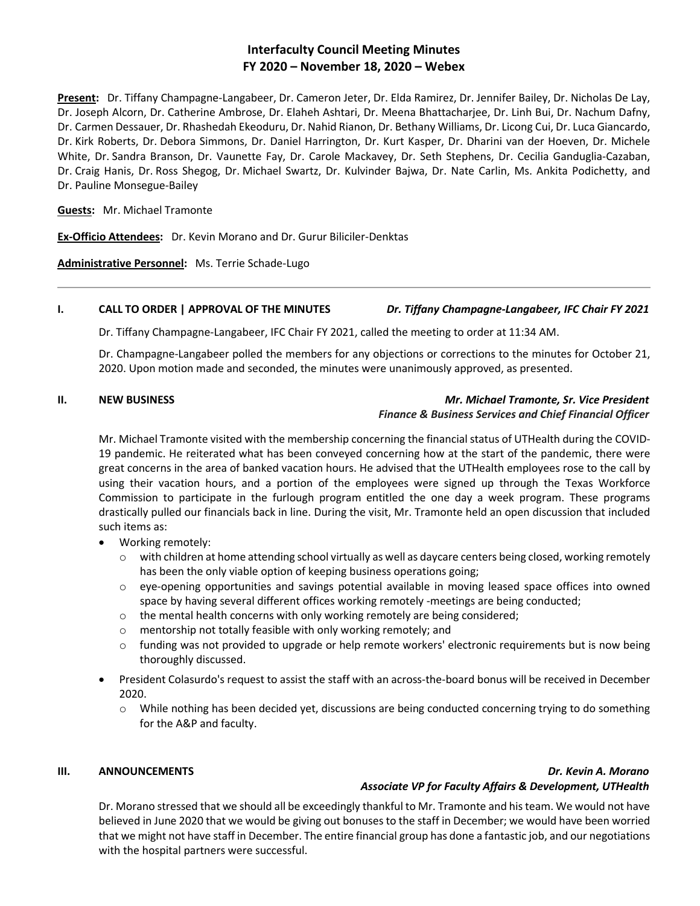# Interfaculty Council Meeting Minutes
## FY 2020 – November 18, 2020 – Webex

**Present:** Dr. Tiffany Champagne-Langabeer, Dr. Cameron Jeter, Dr. Elda Ramirez, Dr. Jennifer Bailey, Dr. Nicholas De Lay, Dr. Joseph Alcorn, Dr. Catherine Ambrose, Dr. Elaheh Ashtari, Dr. Meena Bhattacharjee, Dr. Linh Bui, Dr. Nachum Dafny, Dr. Carmen Dessauer, Dr. Rhashedah Ekeoduru, Dr. Nahid Rianon, Dr. Bethany Williams, Dr. Licong Cui, Dr. Luca Giancardo, Dr. Kirk Roberts, Dr. Debora Simmons, Dr. Daniel Harrington, Dr. Kurt Kasper, Dr. Dharini van der Hoeven, Dr. Michele White, Dr. Sandra Branson, Dr. Vaunette Fay, Dr. Carole Mackavey, Dr. Seth Stephens, Dr. Cecilia Ganduglia-Cazaban, Dr. Craig Hanis, Dr. Ross Shegog, Dr. Michael Swartz, Dr. Kulvinder Bajwa, Dr. Nate Carlin, Ms. Ankita Podichetty, and Dr. Pauline Monsegue-Bailey

**Guests:** Mr. Michael Tramonte

**Ex-Officio Attendees:** Dr. Kevin Morano and Dr. Gurur Biliciler-Denktas

**Administrative Personnel:** Ms. Terrie Schade-Lugo

---

### I. CALL TO ORDER | APPROVAL OF THE MINUTES — *Dr. Tiffany Champagne-Langabeer, IFC Chair FY 2021*

Dr. Tiffany Champagne-Langabeer, IFC Chair FY 2021, called the meeting to order at 11:34 AM.

Dr. Champagne-Langabeer polled the members for any objections or corrections to the minutes for October 21, 2020. Upon motion made and seconded, the minutes were unanimously approved, as presented.

### II. NEW BUSINESS — *Mr. Michael Tramonte, Sr. Vice President Finance & Business Services and Chief Financial Officer*

Mr. Michael Tramonte visited with the membership concerning the financial status of UTHealth during the COVID-19 pandemic. He reiterated what has been conveyed concerning how at the start of the pandemic, there were great concerns in the area of banked vacation hours. He advised that the UTHealth employees rose to the call by using their vacation hours, and a portion of the employees were signed up through the Texas Workforce Commission to participate in the furlough program entitled the one day a week program. These programs drastically pulled our financials back in line. During the visit, Mr. Tramonte held an open discussion that included such items as:

- Working remotely:
  - with children at home attending school virtually as well as daycare centers being closed, working remotely has been the only viable option of keeping business operations going;
  - eye-opening opportunities and savings potential available in moving leased space offices into owned space by having several different offices working remotely -meetings are being conducted;
  - the mental health concerns with only working remotely are being considered;
  - mentorship not totally feasible with only working remotely; and
  - funding was not provided to upgrade or help remote workers' electronic requirements but is now being thoroughly discussed.
- President Colasurdo's request to assist the staff with an across-the-board bonus will be received in December 2020.
  - While nothing has been decided yet, discussions are being conducted concerning trying to do something for the A&P and faculty.

### III. ANNOUNCEMENTS — *Dr. Kevin A. Morano, Associate VP for Faculty Affairs & Development, UTHealth*

Dr. Morano stressed that we should all be exceedingly thankful to Mr. Tramonte and his team. We would not have believed in June 2020 that we would be giving out bonuses to the staff in December; we would have been worried that we might not have staff in December. The entire financial group has done a fantastic job, and our negotiations with the hospital partners were successful.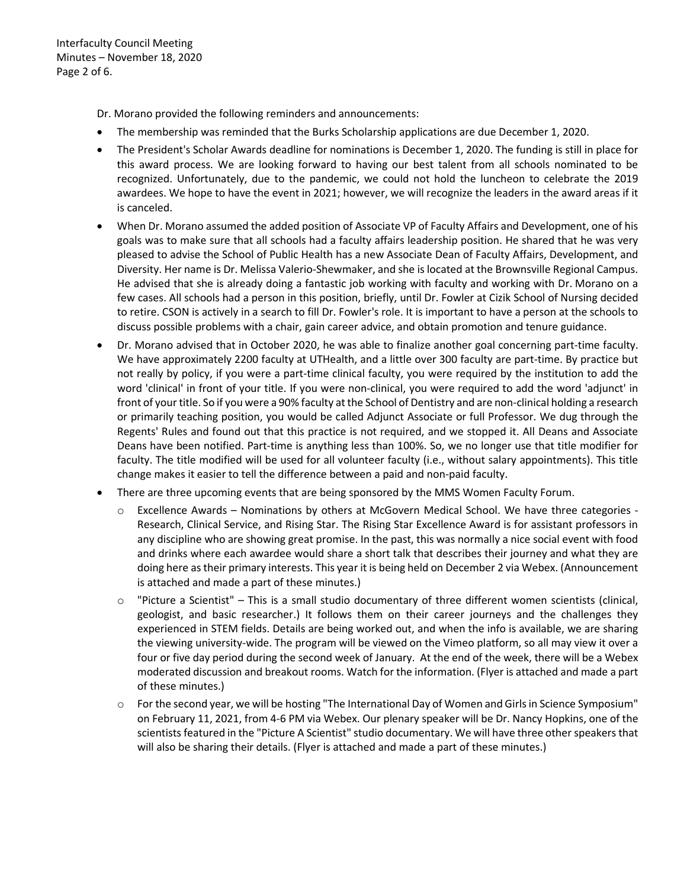Dr. Morano provided the following reminders and announcements:

- The membership was reminded that the Burks Scholarship applications are due December 1, 2020.
- The President's Scholar Awards deadline for nominations is December 1, 2020. The funding is still in place for this award process. We are looking forward to having our best talent from all schools nominated to be recognized. Unfortunately, due to the pandemic, we could not hold the luncheon to celebrate the 2019 awardees. We hope to have the event in 2021; however, we will recognize the leaders in the award areas if it is canceled.
- When Dr. Morano assumed the added position of Associate VP of Faculty Affairs and Development, one of his goals was to make sure that all schools had a faculty affairs leadership position. He shared that he was very pleased to advise the School of Public Health has a new Associate Dean of Faculty Affairs, Development, and Diversity. Her name is Dr. Melissa Valerio-Shewmaker, and she is located at the Brownsville Regional Campus. He advised that she is already doing a fantastic job working with faculty and working with Dr. Morano on a few cases. All schools had a person in this position, briefly, until Dr. Fowler at Cizik School of Nursing decided to retire. CSON is actively in a search to fill Dr. Fowler's role. It is important to have a person at the schools to discuss possible problems with a chair, gain career advice, and obtain promotion and tenure guidance.
- Dr. Morano advised that in October 2020, he was able to finalize another goal concerning part-time faculty. We have approximately 2200 faculty at UTHealth, and a little over 300 faculty are part-time. By practice but not really by policy, if you were a part-time clinical faculty, you were required by the institution to add the word 'clinical' in front of your title. If you were non-clinical, you were required to add the word 'adjunct' in front of your title. So if you were a 90% faculty at the School of Dentistry and are non-clinical holding a research or primarily teaching position, you would be called Adjunct Associate or full Professor. We dug through the Regents' Rules and found out that this practice is not required, and we stopped it. All Deans and Associate Deans have been notified. Part-time is anything less than 100%. So, we no longer use that title modifier for faculty. The title modified will be used for all volunteer faculty (i.e., without salary appointments). This title change makes it easier to tell the difference between a paid and non-paid faculty.
- There are three upcoming events that are being sponsored by the MMS Women Faculty Forum.
  - Excellence Awards – Nominations by others at McGovern Medical School. We have three categories - Research, Clinical Service, and Rising Star. The Rising Star Excellence Award is for assistant professors in any discipline who are showing great promise. In the past, this was normally a nice social event with food and drinks where each awardee would share a short talk that describes their journey and what they are doing here as their primary interests. This year it is being held on December 2 via Webex. (Announcement is attached and made a part of these minutes.)
  - "Picture a Scientist" – This is a small studio documentary of three different women scientists (clinical, geologist, and basic researcher.) It follows them on their career journeys and the challenges they experienced in STEM fields. Details are being worked out, and when the info is available, we are sharing the viewing university-wide. The program will be viewed on the Vimeo platform, so all may view it over a four or five day period during the second week of January. At the end of the week, there will be a Webex moderated discussion and breakout rooms. Watch for the information. (Flyer is attached and made a part of these minutes.)
  - For the second year, we will be hosting "The International Day of Women and Girls in Science Symposium" on February 11, 2021, from 4-6 PM via Webex. Our plenary speaker will be Dr. Nancy Hopkins, one of the scientists featured in the "Picture A Scientist" studio documentary. We will have three other speakers that will also be sharing their details. (Flyer is attached and made a part of these minutes.)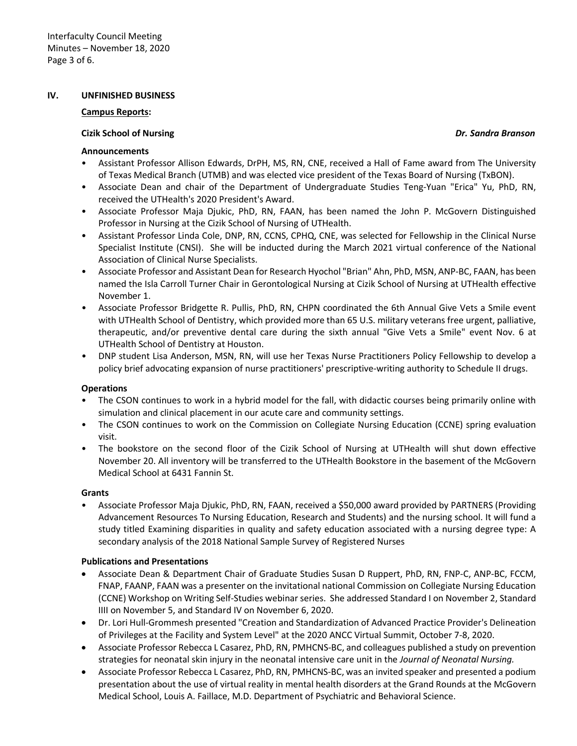## IV. UNFINISHED BUSINESS

**Campus Reports:**

**Cizik School of Nursing** ***Dr. Sandra Branson***

**Announcements**

- Assistant Professor Allison Edwards, DrPH, MS, RN, CNE, received a Hall of Fame award from The University of Texas Medical Branch (UTMB) and was elected vice president of the Texas Board of Nursing (TxBON).
- Associate Dean and chair of the Department of Undergraduate Studies Teng-Yuan "Erica" Yu, PhD, RN, received the UTHealth's 2020 President's Award.
- Associate Professor Maja Djukic, PhD, RN, FAAN, has been named the John P. McGovern Distinguished Professor in Nursing at the Cizik School of Nursing of UTHealth.
- Assistant Professor Linda Cole, DNP, RN, CCNS, CPHQ, CNE, was selected for Fellowship in the Clinical Nurse Specialist Institute (CNSI). She will be inducted during the March 2021 virtual conference of the National Association of Clinical Nurse Specialists.
- Associate Professor and Assistant Dean for Research Hyochol "Brian" Ahn, PhD, MSN, ANP-BC, FAAN, has been named the Isla Carroll Turner Chair in Gerontological Nursing at Cizik School of Nursing at UTHealth effective November 1.
- Associate Professor Bridgette R. Pullis, PhD, RN, CHPN coordinated the 6th Annual Give Vets a Smile event with UTHealth School of Dentistry, which provided more than 65 U.S. military veterans free urgent, palliative, therapeutic, and/or preventive dental care during the sixth annual "Give Vets a Smile" event Nov. 6 at UTHealth School of Dentistry at Houston.
- DNP student Lisa Anderson, MSN, RN, will use her Texas Nurse Practitioners Policy Fellowship to develop a policy brief advocating expansion of nurse practitioners' prescriptive-writing authority to Schedule II drugs.

**Operations**

- The CSON continues to work in a hybrid model for the fall, with didactic courses being primarily online with simulation and clinical placement in our acute care and community settings.
- The CSON continues to work on the Commission on Collegiate Nursing Education (CCNE) spring evaluation visit.
- The bookstore on the second floor of the Cizik School of Nursing at UTHealth will shut down effective November 20. All inventory will be transferred to the UTHealth Bookstore in the basement of the McGovern Medical School at 6431 Fannin St.

**Grants**

- Associate Professor Maja Djukic, PhD, RN, FAAN, received a $50,000 award provided by PARTNERS (Providing Advancement Resources To Nursing Education, Research and Students) and the nursing school. It will fund a study titled Examining disparities in quality and safety education associated with a nursing degree type: A secondary analysis of the 2018 National Sample Survey of Registered Nurses

**Publications and Presentations**

- Associate Dean & Department Chair of Graduate Studies Susan D Ruppert, PhD, RN, FNP-C, ANP-BC, FCCM, FNAP, FAANP, FAAN was a presenter on the invitational national Commission on Collegiate Nursing Education (CCNE) Workshop on Writing Self-Studies webinar series. She addressed Standard I on November 2, Standard IIII on November 5, and Standard IV on November 6, 2020.
- Dr. Lori Hull-Grommesh presented "Creation and Standardization of Advanced Practice Provider's Delineation of Privileges at the Facility and System Level" at the 2020 ANCC Virtual Summit, October 7-8, 2020.
- Associate Professor Rebecca L Casarez, PhD, RN, PMHCNS-BC, and colleagues published a study on prevention strategies for neonatal skin injury in the neonatal intensive care unit in the *Journal of Neonatal Nursing.*
- Associate Professor Rebecca L Casarez, PhD, RN, PMHCNS-BC, was an invited speaker and presented a podium presentation about the use of virtual reality in mental health disorders at the Grand Rounds at the McGovern Medical School, Louis A. Faillace, M.D. Department of Psychiatric and Behavioral Science.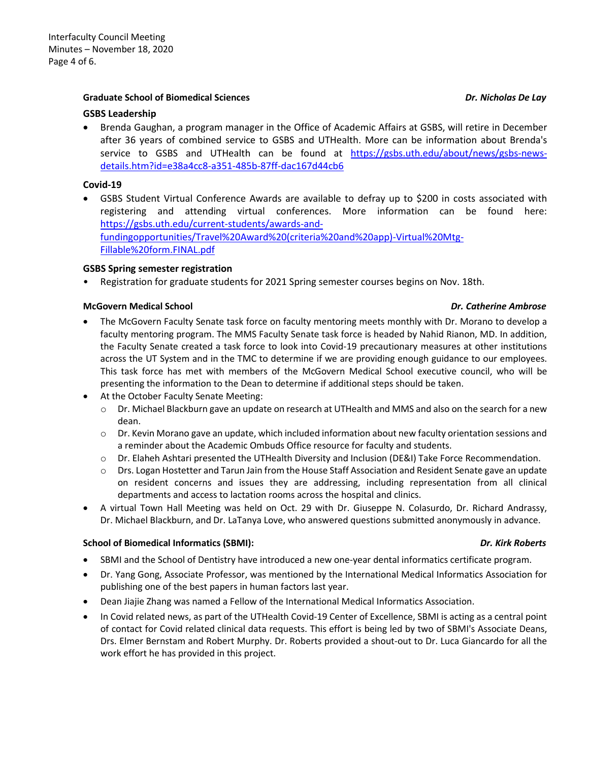**Graduate School of Biomedical Sciences** *Dr. Nicholas De Lay*

**GSBS Leadership**

- Brenda Gaughan, a program manager in the Office of Academic Affairs at GSBS, will retire in December after 36 years of combined service to GSBS and UTHealth. More can be information about Brenda's service to GSBS and UTHealth can be found at https://gsbs.uth.edu/about/news/gsbs-news-details.htm?id=e38a4cc8-a351-485b-87ff-dac167d44cb6

**Covid-19**

- GSBS Student Virtual Conference Awards are available to defray up to $200 in costs associated with registering and attending virtual conferences. More information can be found here: https://gsbs.uth.edu/current-students/awards-and-fundingopportunities/Travel%20Award%20(criteria%20and%20app)-Virtual%20Mtg-Fillable%20form.FINAL.pdf

**GSBS Spring semester registration**

- Registration for graduate students for 2021 Spring semester courses begins on Nov. 18th.

**McGovern Medical School** *Dr. Catherine Ambrose*

- The McGovern Faculty Senate task force on faculty mentoring meets monthly with Dr. Morano to develop a faculty mentoring program. The MMS Faculty Senate task force is headed by Nahid Rianon, MD. In addition, the Faculty Senate created a task force to look into Covid-19 precautionary measures at other institutions across the UT System and in the TMC to determine if we are providing enough guidance to our employees. This task force has met with members of the McGovern Medical School executive council, who will be presenting the information to the Dean to determine if additional steps should be taken.
- At the October Faculty Senate Meeting:
  - Dr. Michael Blackburn gave an update on research at UTHealth and MMS and also on the search for a new dean.
  - Dr. Kevin Morano gave an update, which included information about new faculty orientation sessions and a reminder about the Academic Ombuds Office resource for faculty and students.
  - Dr. Elaheh Ashtari presented the UTHealth Diversity and Inclusion (DE&I) Take Force Recommendation.
  - Drs. Logan Hostetter and Tarun Jain from the House Staff Association and Resident Senate gave an update on resident concerns and issues they are addressing, including representation from all clinical departments and access to lactation rooms across the hospital and clinics.
- A virtual Town Hall Meeting was held on Oct. 29 with Dr. Giuseppe N. Colasurdo, Dr. Richard Andrassy, Dr. Michael Blackburn, and Dr. LaTanya Love, who answered questions submitted anonymously in advance.

**School of Biomedical Informatics (SBMI):** *Dr. Kirk Roberts*

- SBMI and the School of Dentistry have introduced a new one-year dental informatics certificate program.
- Dr. Yang Gong, Associate Professor, was mentioned by the International Medical Informatics Association for publishing one of the best papers in human factors last year.
- Dean Jiajie Zhang was named a Fellow of the International Medical Informatics Association.
- In Covid related news, as part of the UTHealth Covid-19 Center of Excellence, SBMI is acting as a central point of contact for Covid related clinical data requests. This effort is being led by two of SBMI's Associate Deans, Drs. Elmer Bernstam and Robert Murphy. Dr. Roberts provided a shout-out to Dr. Luca Giancardo for all the work effort he has provided in this project.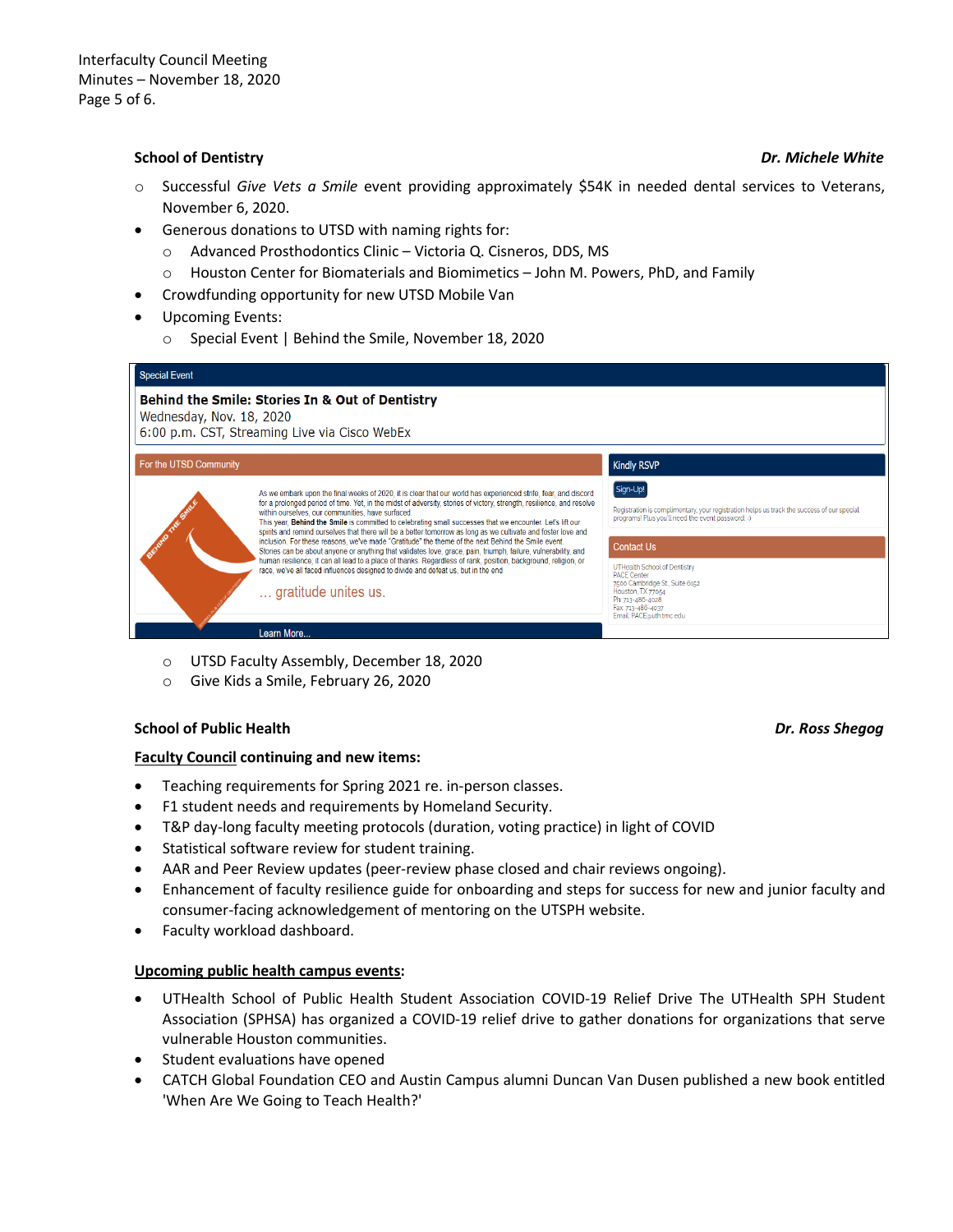### School of Dentistry — *Dr. Michele White*

- Successful *Give Vets a Smile* event providing approximately $54K in needed dental services to Veterans, November 6, 2020.
- Generous donations to UTSD with naming rights for:
  - Advanced Prosthodontics Clinic – Victoria Q. Cisneros, DDS, MS
  - Houston Center for Biomaterials and Biomimetics – John M. Powers, PhD, and Family
- Crowdfunding opportunity for new UTSD Mobile Van
- Upcoming Events:
  - Special Event | Behind the Smile, November 18, 2020

Special Event

**Behind the Smile: Stories In & Out of Dentistry**
Wednesday, Nov. 18, 2020
6:00 p.m. CST, Streaming Live via Cisco WebEx

For the UTSD Community

As we embark upon the final weeks of 2020, it is clear that our world has experienced strife, fear, and discord for a prolonged period of time. Yet, in the midst of adversity, stories of victory, strength, resilience, and resolve within ourselves, our communities, have surfaced.
This year, **Behind the Smile** is committed to celebrating small successes that we encounter. Let's lift our spirits and remind ourselves that there will be a better tomorrow as long as we cultivate and foster love and inclusion. For these reasons, we've made "Gratitude" the theme of the next Behind the Smile event.
Stories can be about anyone or anything that validates love, grace, pain, triumph, failure, vulnerability, and human resilience; it can all lead to a place of thanks. Regardless of rank, position, background, religion, or race, we've all faced influences designed to divide and defeat us, but in the end

… gratitude unites us.

Learn More...

Kindly RSVP

Sign-Up!

Registration is complimentary, your registration helps us track the success of our special programs! Plus you'll need the event password. :)

Contact Us

UTHealth School of Dentistry
PACE Center
7500 Cambridge St., Suite 6152
Houston, TX 77054
Ph: 713-486-4028
Fax: 713-486-4037
Email: PACE@uth.tmc.edu

  - UTSD Faculty Assembly, December 18, 2020
  - Give Kids a Smile, February 26, 2020

### School of Public Health — *Dr. Ross Shegog*

**<u>Faculty Council</u> continuing and new items:**

- Teaching requirements for Spring 2021 re. in-person classes.
- F1 student needs and requirements by Homeland Security.
- T&P day-long faculty meeting protocols (duration, voting practice) in light of COVID
- Statistical software review for student training.
- AAR and Peer Review updates (peer-review phase closed and chair reviews ongoing).
- Enhancement of faculty resilience guide for onboarding and steps for success for new and junior faculty and consumer-facing acknowledgement of mentoring on the UTSPH website.
- Faculty workload dashboard.

**<u>Upcoming public health campus events</u>:**

- UTHealth School of Public Health Student Association COVID-19 Relief Drive The UTHealth SPH Student Association (SPHSA) has organized a COVID-19 relief drive to gather donations for organizations that serve vulnerable Houston communities.
- Student evaluations have opened
- CATCH Global Foundation CEO and Austin Campus alumni Duncan Van Dusen published a new book entitled 'When Are We Going to Teach Health?'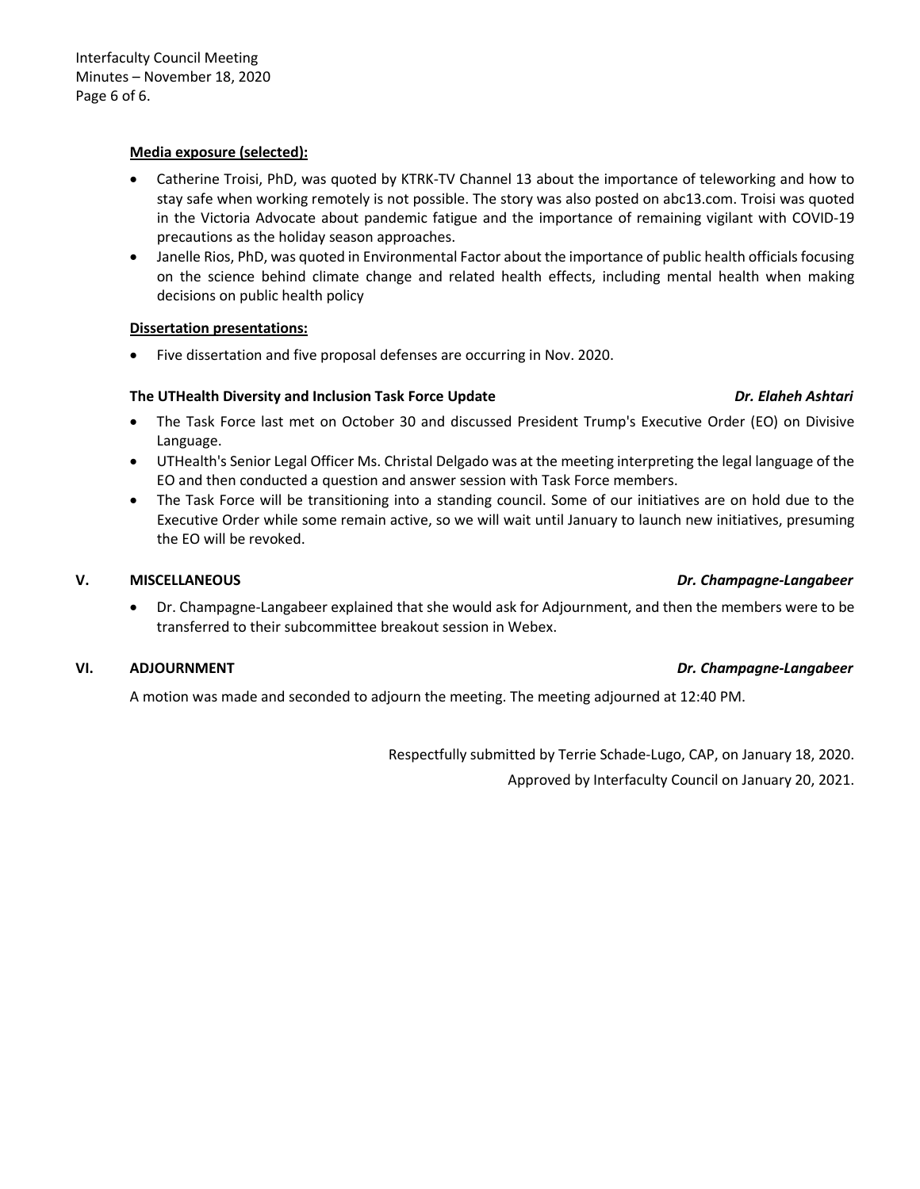**Media exposure (selected):**

- Catherine Troisi, PhD, was quoted by KTRK-TV Channel 13 about the importance of teleworking and how to stay safe when working remotely is not possible. The story was also posted on abc13.com. Troisi was quoted in the Victoria Advocate about pandemic fatigue and the importance of remaining vigilant with COVID-19 precautions as the holiday season approaches.
- Janelle Rios, PhD, was quoted in Environmental Factor about the importance of public health officials focusing on the science behind climate change and related health effects, including mental health when making decisions on public health policy

**Dissertation presentations:**

- Five dissertation and five proposal defenses are occurring in Nov. 2020.

**The UTHealth Diversity and Inclusion Task Force Update** ***Dr. Elaheh Ashtari***

- The Task Force last met on October 30 and discussed President Trump's Executive Order (EO) on Divisive Language.
- UTHealth's Senior Legal Officer Ms. Christal Delgado was at the meeting interpreting the legal language of the EO and then conducted a question and answer session with Task Force members.
- The Task Force will be transitioning into a standing council. Some of our initiatives are on hold due to the Executive Order while some remain active, so we will wait until January to launch new initiatives, presuming the EO will be revoked.

## V. MISCELLANEOUS ***Dr. Champagne-Langabeer***

- Dr. Champagne-Langabeer explained that she would ask for Adjournment, and then the members were to be transferred to their subcommittee breakout session in Webex.

## VI. ADJOURNMENT ***Dr. Champagne-Langabeer***

A motion was made and seconded to adjourn the meeting. The meeting adjourned at 12:40 PM.

Respectfully submitted by Terrie Schade-Lugo, CAP, on January 18, 2020.

Approved by Interfaculty Council on January 20, 2021.